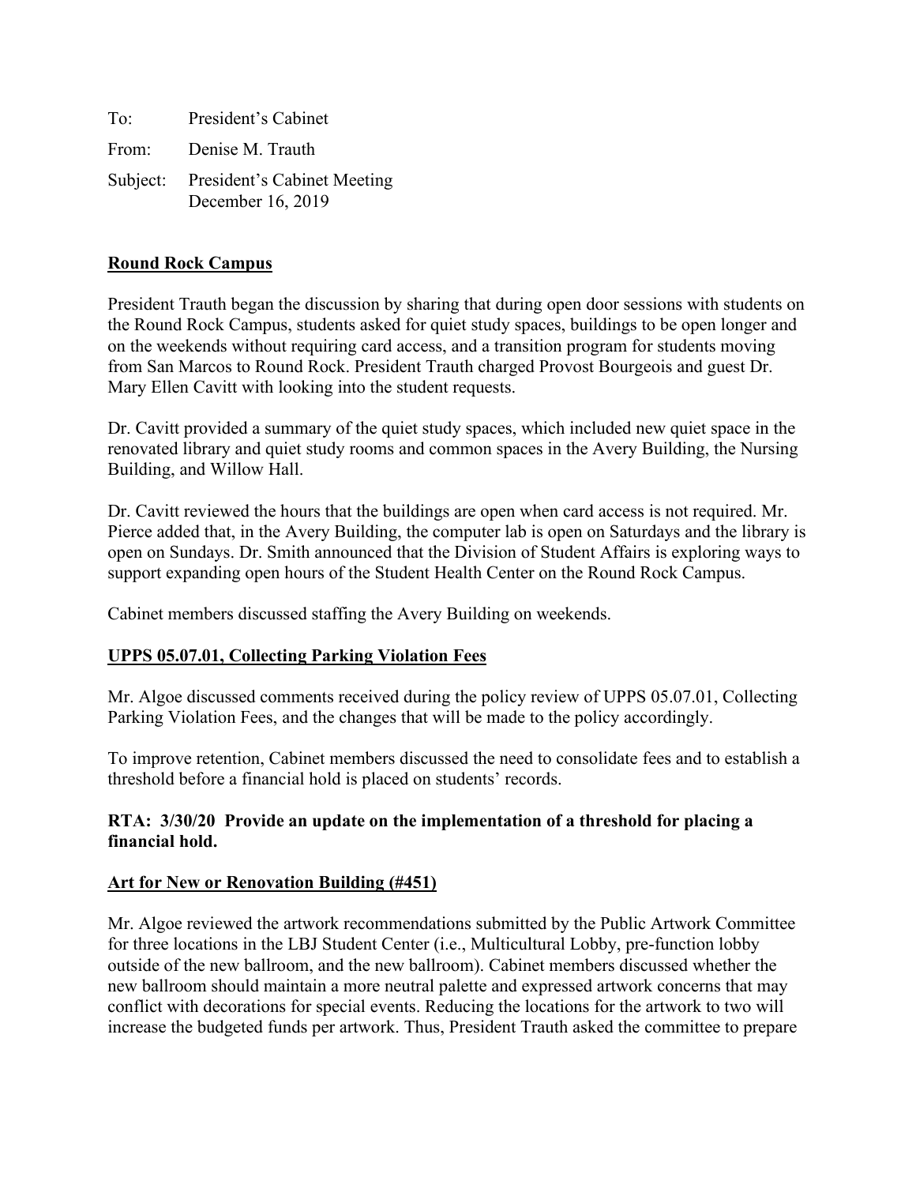To: President's Cabinet

From: Denise M. Trauth

Subject: President's Cabinet Meeting
December 16, 2019

**Round Rock Campus**

President Trauth began the discussion by sharing that during open door sessions with students on the Round Rock Campus, students asked for quiet study spaces, buildings to be open longer and on the weekends without requiring card access, and a transition program for students moving from San Marcos to Round Rock. President Trauth charged Provost Bourgeois and guest Dr. Mary Ellen Cavitt with looking into the student requests.

Dr. Cavitt provided a summary of the quiet study spaces, which included new quiet space in the renovated library and quiet study rooms and common spaces in the Avery Building, the Nursing Building, and Willow Hall.

Dr. Cavitt reviewed the hours that the buildings are open when card access is not required. Mr. Pierce added that, in the Avery Building, the computer lab is open on Saturdays and the library is open on Sundays. Dr. Smith announced that the Division of Student Affairs is exploring ways to support expanding open hours of the Student Health Center on the Round Rock Campus.

Cabinet members discussed staffing the Avery Building on weekends.

**UPPS 05.07.01, Collecting Parking Violation Fees**

Mr. Algoe discussed comments received during the policy review of UPPS 05.07.01, Collecting Parking Violation Fees, and the changes that will be made to the policy accordingly.

To improve retention, Cabinet members discussed the need to consolidate fees and to establish a threshold before a financial hold is placed on students' records.

**RTA: 3/30/20 Provide an update on the implementation of a threshold for placing a financial hold.**

**Art for New or Renovation Building (#451)**

Mr. Algoe reviewed the artwork recommendations submitted by the Public Artwork Committee for three locations in the LBJ Student Center (i.e., Multicultural Lobby, pre-function lobby outside of the new ballroom, and the new ballroom). Cabinet members discussed whether the new ballroom should maintain a more neutral palette and expressed artwork concerns that may conflict with decorations for special events. Reducing the locations for the artwork to two will increase the budgeted funds per artwork. Thus, President Trauth asked the committee to prepare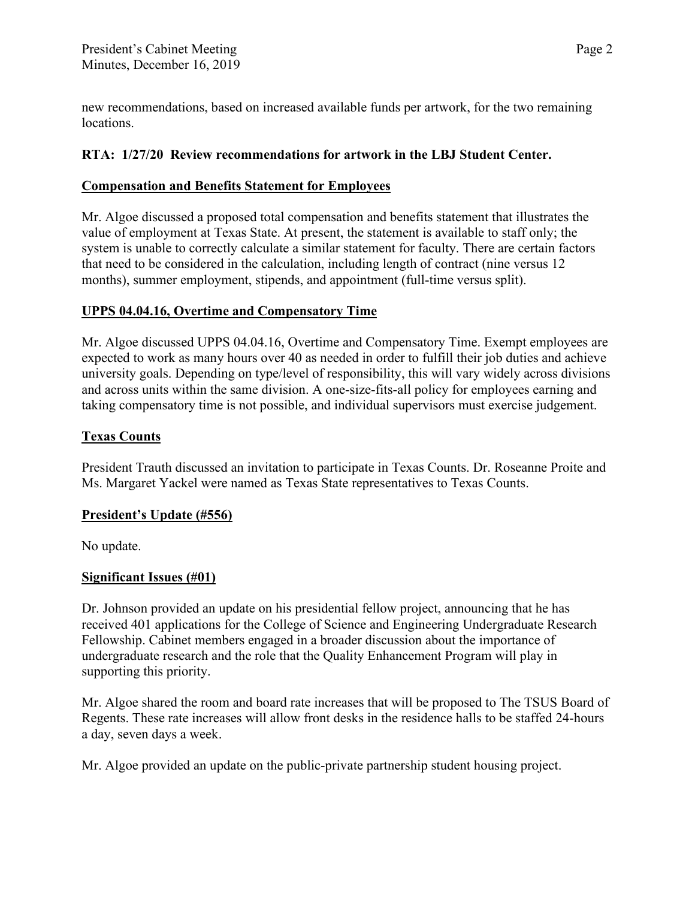new recommendations, based on increased available funds per artwork, for the two remaining locations.

**RTA: 1/27/20 Review recommendations for artwork in the LBJ Student Center.**

**Compensation and Benefits Statement for Employees**

Mr. Algoe discussed a proposed total compensation and benefits statement that illustrates the value of employment at Texas State. At present, the statement is available to staff only; the system is unable to correctly calculate a similar statement for faculty. There are certain factors that need to be considered in the calculation, including length of contract (nine versus 12 months), summer employment, stipends, and appointment (full-time versus split).

**UPPS 04.04.16, Overtime and Compensatory Time**

Mr. Algoe discussed UPPS 04.04.16, Overtime and Compensatory Time. Exempt employees are expected to work as many hours over 40 as needed in order to fulfill their job duties and achieve university goals. Depending on type/level of responsibility, this will vary widely across divisions and across units within the same division. A one-size-fits-all policy for employees earning and taking compensatory time is not possible, and individual supervisors must exercise judgement.

**Texas Counts**

President Trauth discussed an invitation to participate in Texas Counts. Dr. Roseanne Proite and Ms. Margaret Yackel were named as Texas State representatives to Texas Counts.

**President's Update (#556)**

No update.

**Significant Issues (#01)**

Dr. Johnson provided an update on his presidential fellow project, announcing that he has received 401 applications for the College of Science and Engineering Undergraduate Research Fellowship. Cabinet members engaged in a broader discussion about the importance of undergraduate research and the role that the Quality Enhancement Program will play in supporting this priority.

Mr. Algoe shared the room and board rate increases that will be proposed to The TSUS Board of Regents. These rate increases will allow front desks in the residence halls to be staffed 24-hours a day, seven days a week.

Mr. Algoe provided an update on the public-private partnership student housing project.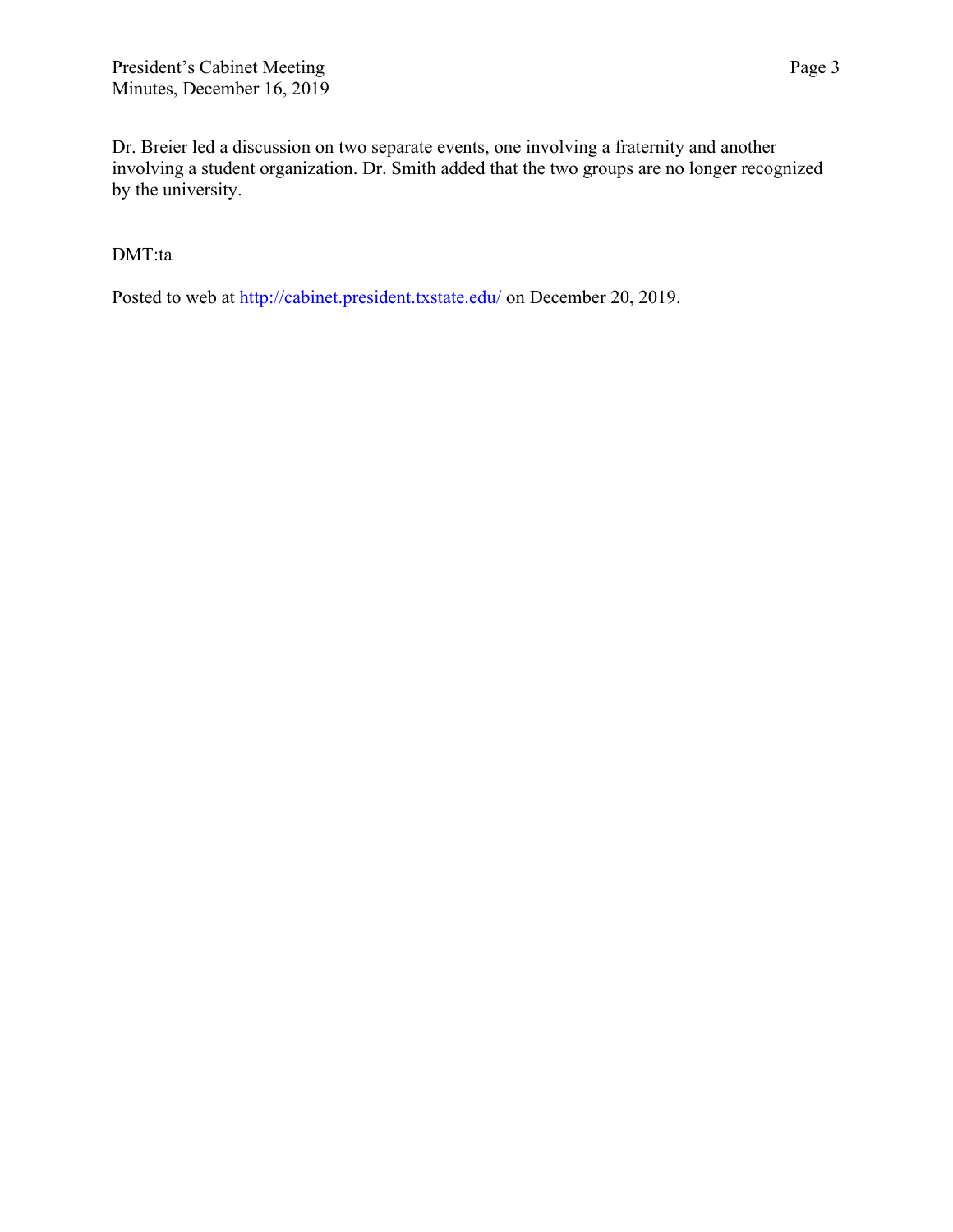Dr. Breier led a discussion on two separate events, one involving a fraternity and another involving a student organization. Dr. Smith added that the two groups are no longer recognized by the university.

DMT:ta

Posted to web at http://cabinet.president.txstate.edu/ on December 20, 2019.